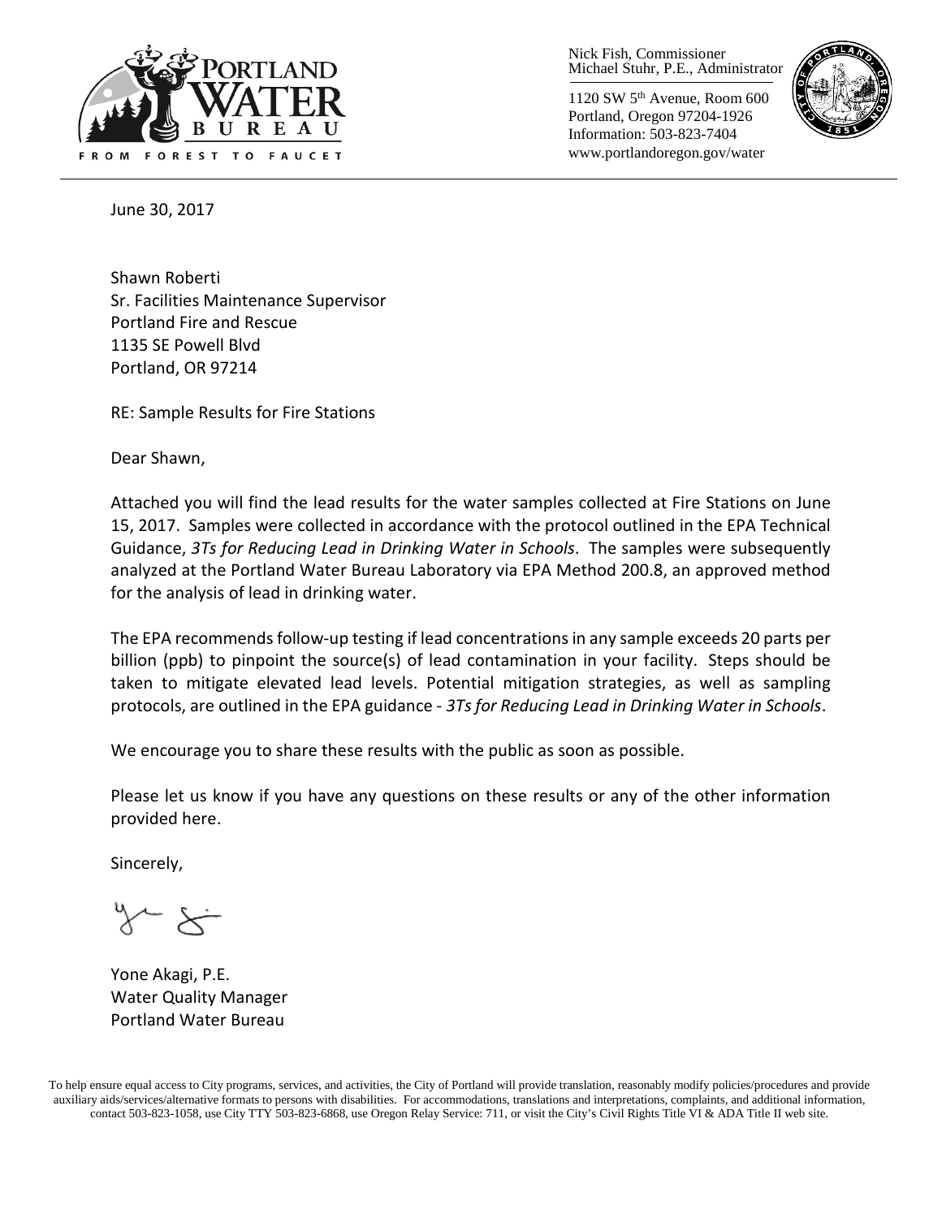PORTLAND WATER BUREAU

FROM FOREST TO FAUCET

Nick Fish, Commissioner
Michael Stuhr, P.E., Administrator

1120 SW 5th Avenue, Room 600
Portland, Oregon 97204-1926
Information: 503-823-7404
www.portlandoregon.gov/water

June 30, 2017

Shawn Roberti
Sr. Facilities Maintenance Supervisor
Portland Fire and Rescue
1135 SE Powell Blvd
Portland, OR 97214

RE: Sample Results for Fire Stations

Dear Shawn,

Attached you will find the lead results for the water samples collected at Fire Stations on June 15, 2017. Samples were collected in accordance with the protocol outlined in the EPA Technical Guidance, *3Ts for Reducing Lead in Drinking Water in Schools*. The samples were subsequently analyzed at the Portland Water Bureau Laboratory via EPA Method 200.8, an approved method for the analysis of lead in drinking water.

The EPA recommends follow-up testing if lead concentrations in any sample exceeds 20 parts per billion (ppb) to pinpoint the source(s) of lead contamination in your facility. Steps should be taken to mitigate elevated lead levels. Potential mitigation strategies, as well as sampling protocols, are outlined in the EPA guidance - *3Ts for Reducing Lead in Drinking Water in Schools*.

We encourage you to share these results with the public as soon as possible.

Please let us know if you have any questions on these results or any of the other information provided here.

Sincerely,

Yone Akagi, P.E.
Water Quality Manager
Portland Water Bureau

To help ensure equal access to City programs, services, and activities, the City of Portland will provide translation, reasonably modify policies/procedures and provide auxiliary aids/services/alternative formats to persons with disabilities. For accommodations, translations and interpretations, complaints, and additional information, contact 503-823-1058, use City TTY 503-823-6868, use Oregon Relay Service: 711, or visit the City's Civil Rights Title VI & ADA Title II web site.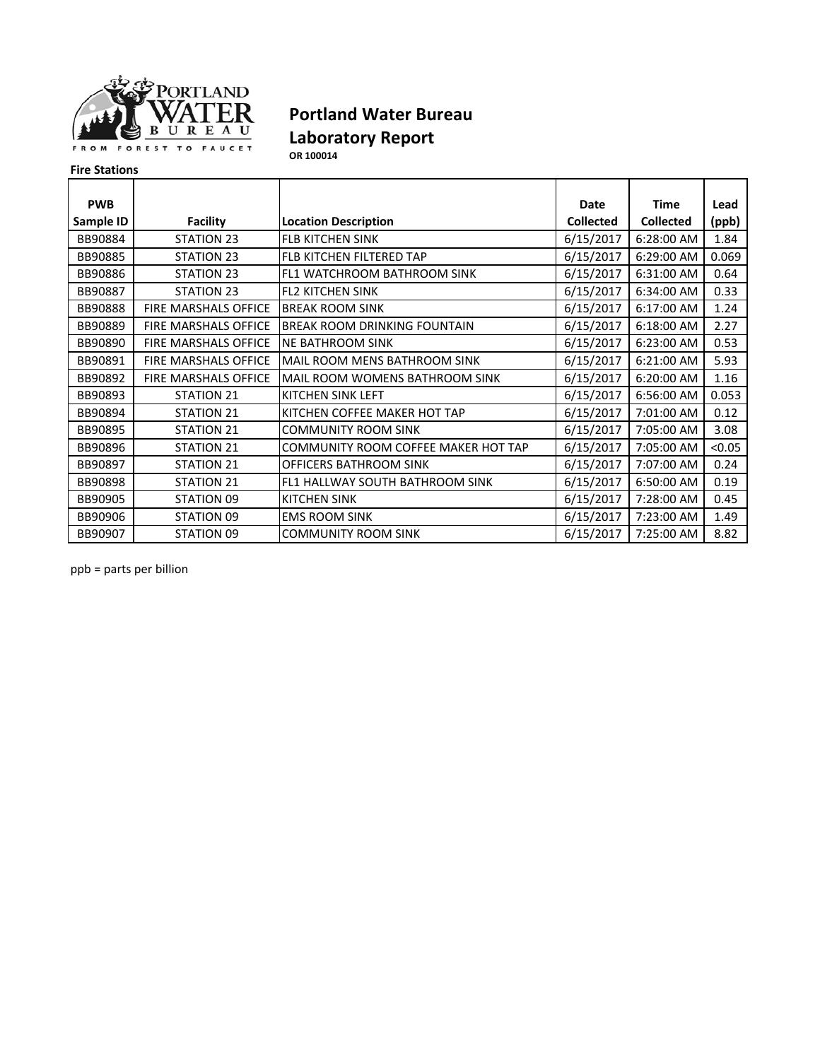# Portland Water Bureau

## Laboratory Report

**OR 100014**

**Fire Stations**

| PWB Sample ID | Facility | Location Description | Date Collected | Time Collected | Lead (ppb) |
|---|---|---|---|---|---|
| BB90884 | STATION 23 | FLB KITCHEN SINK | 6/15/2017 | 6:28:00 AM | 1.84 |
| BB90885 | STATION 23 | FLB KITCHEN FILTERED TAP | 6/15/2017 | 6:29:00 AM | 0.069 |
| BB90886 | STATION 23 | FL1 WATCHROOM BATHROOM SINK | 6/15/2017 | 6:31:00 AM | 0.64 |
| BB90887 | STATION 23 | FL2 KITCHEN SINK | 6/15/2017 | 6:34:00 AM | 0.33 |
| BB90888 | FIRE MARSHALS OFFICE | BREAK ROOM SINK | 6/15/2017 | 6:17:00 AM | 1.24 |
| BB90889 | FIRE MARSHALS OFFICE | BREAK ROOM DRINKING FOUNTAIN | 6/15/2017 | 6:18:00 AM | 2.27 |
| BB90890 | FIRE MARSHALS OFFICE | NE BATHROOM SINK | 6/15/2017 | 6:23:00 AM | 0.53 |
| BB90891 | FIRE MARSHALS OFFICE | MAIL ROOM MENS BATHROOM SINK | 6/15/2017 | 6:21:00 AM | 5.93 |
| BB90892 | FIRE MARSHALS OFFICE | MAIL ROOM WOMENS BATHROOM SINK | 6/15/2017 | 6:20:00 AM | 1.16 |
| BB90893 | STATION 21 | KITCHEN SINK LEFT | 6/15/2017 | 6:56:00 AM | 0.053 |
| BB90894 | STATION 21 | KITCHEN COFFEE MAKER HOT TAP | 6/15/2017 | 7:01:00 AM | 0.12 |
| BB90895 | STATION 21 | COMMUNITY ROOM SINK | 6/15/2017 | 7:05:00 AM | 3.08 |
| BB90896 | STATION 21 | COMMUNITY ROOM COFFEE MAKER HOT TAP | 6/15/2017 | 7:05:00 AM | <0.05 |
| BB90897 | STATION 21 | OFFICERS BATHROOM SINK | 6/15/2017 | 7:07:00 AM | 0.24 |
| BB90898 | STATION 21 | FL1 HALLWAY SOUTH BATHROOM SINK | 6/15/2017 | 6:50:00 AM | 0.19 |
| BB90905 | STATION 09 | KITCHEN SINK | 6/15/2017 | 7:28:00 AM | 0.45 |
| BB90906 | STATION 09 | EMS ROOM SINK | 6/15/2017 | 7:23:00 AM | 1.49 |
| BB90907 | STATION 09 | COMMUNITY ROOM SINK | 6/15/2017 | 7:25:00 AM | 8.82 |

ppb = parts per billion